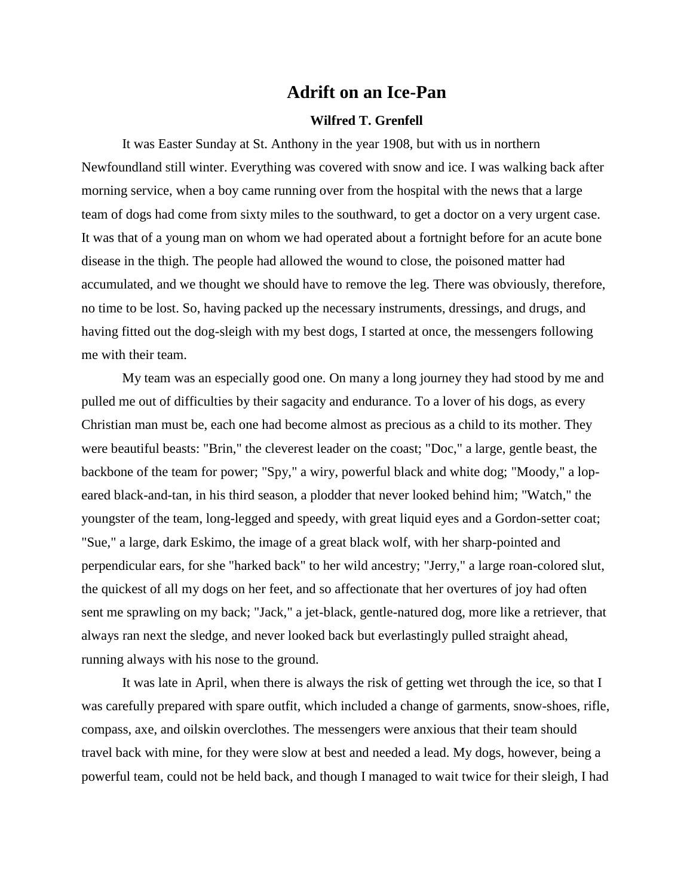# Adrift on an Ice-Pan

**Wilfred T. Grenfell**

It was Easter Sunday at St. Anthony in the year 1908, but with us in northern Newfoundland still winter. Everything was covered with snow and ice. I was walking back after morning service, when a boy came running over from the hospital with the news that a large team of dogs had come from sixty miles to the southward, to get a doctor on a very urgent case. It was that of a young man on whom we had operated about a fortnight before for an acute bone disease in the thigh. The people had allowed the wound to close, the poisoned matter had accumulated, and we thought we should have to remove the leg. There was obviously, therefore, no time to be lost. So, having packed up the necessary instruments, dressings, and drugs, and having fitted out the dog-sleigh with my best dogs, I started at once, the messengers following me with their team.

My team was an especially good one. On many a long journey they had stood by me and pulled me out of difficulties by their sagacity and endurance. To a lover of his dogs, as every Christian man must be, each one had become almost as precious as a child to its mother. They were beautiful beasts: "Brin," the cleverest leader on the coast; "Doc," a large, gentle beast, the backbone of the team for power; "Spy," a wiry, powerful black and white dog; "Moody," a lop-eared black-and-tan, in his third season, a plodder that never looked behind him; "Watch," the youngster of the team, long-legged and speedy, with great liquid eyes and a Gordon-setter coat; "Sue," a large, dark Eskimo, the image of a great black wolf, with her sharp-pointed and perpendicular ears, for she "harked back" to her wild ancestry; "Jerry," a large roan-colored slut, the quickest of all my dogs on her feet, and so affectionate that her overtures of joy had often sent me sprawling on my back; "Jack," a jet-black, gentle-natured dog, more like a retriever, that always ran next the sledge, and never looked back but everlastingly pulled straight ahead, running always with his nose to the ground.

It was late in April, when there is always the risk of getting wet through the ice, so that I was carefully prepared with spare outfit, which included a change of garments, snow-shoes, rifle, compass, axe, and oilskin overclothes. The messengers were anxious that their team should travel back with mine, for they were slow at best and needed a lead. My dogs, however, being a powerful team, could not be held back, and though I managed to wait twice for their sleigh, I had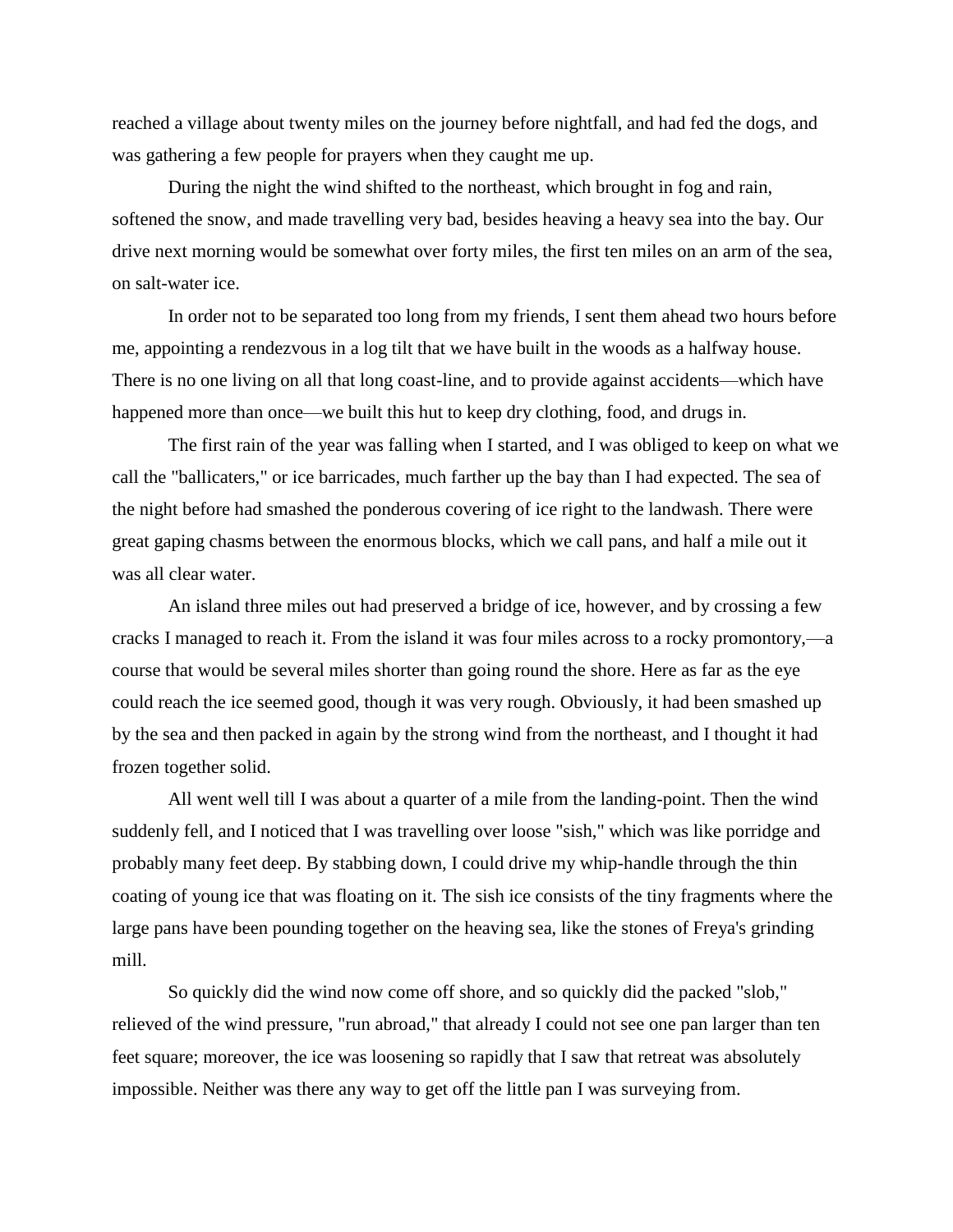reached a village about twenty miles on the journey before nightfall, and had fed the dogs, and was gathering a few people for prayers when they caught me up.

During the night the wind shifted to the northeast, which brought in fog and rain, softened the snow, and made travelling very bad, besides heaving a heavy sea into the bay. Our drive next morning would be somewhat over forty miles, the first ten miles on an arm of the sea, on salt-water ice.

In order not to be separated too long from my friends, I sent them ahead two hours before me, appointing a rendezvous in a log tilt that we have built in the woods as a halfway house. There is no one living on all that long coast-line, and to provide against accidents—which have happened more than once—we built this hut to keep dry clothing, food, and drugs in.

The first rain of the year was falling when I started, and I was obliged to keep on what we call the "ballicaters," or ice barricades, much farther up the bay than I had expected. The sea of the night before had smashed the ponderous covering of ice right to the landwash. There were great gaping chasms between the enormous blocks, which we call pans, and half a mile out it was all clear water.

An island three miles out had preserved a bridge of ice, however, and by crossing a few cracks I managed to reach it. From the island it was four miles across to a rocky promontory,—a course that would be several miles shorter than going round the shore. Here as far as the eye could reach the ice seemed good, though it was very rough. Obviously, it had been smashed up by the sea and then packed in again by the strong wind from the northeast, and I thought it had frozen together solid.

All went well till I was about a quarter of a mile from the landing-point. Then the wind suddenly fell, and I noticed that I was travelling over loose "sish," which was like porridge and probably many feet deep. By stabbing down, I could drive my whip-handle through the thin coating of young ice that was floating on it. The sish ice consists of the tiny fragments where the large pans have been pounding together on the heaving sea, like the stones of Freya's grinding mill.

So quickly did the wind now come off shore, and so quickly did the packed "slob," relieved of the wind pressure, "run abroad," that already I could not see one pan larger than ten feet square; moreover, the ice was loosening so rapidly that I saw that retreat was absolutely impossible. Neither was there any way to get off the little pan I was surveying from.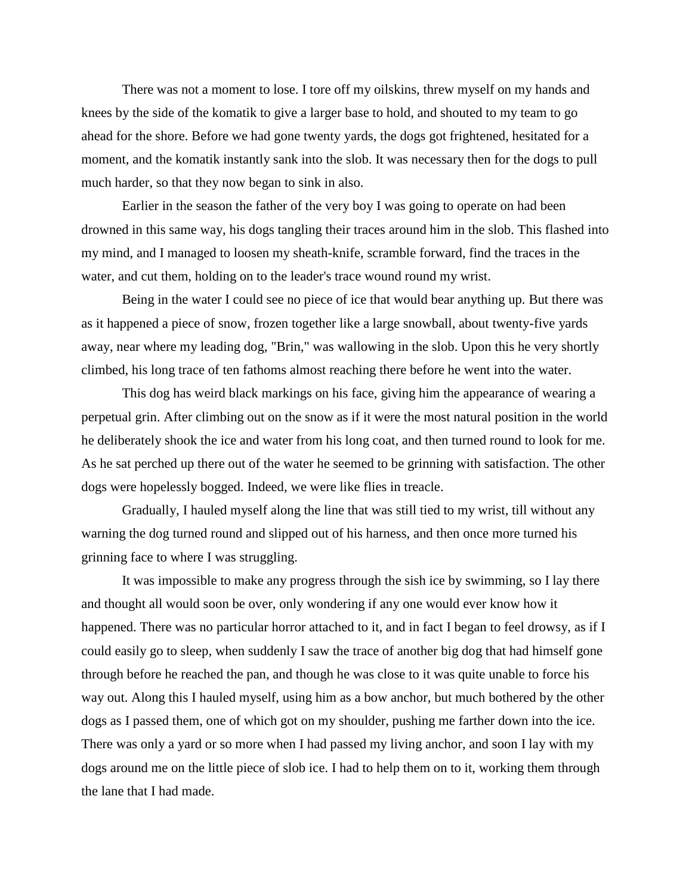There was not a moment to lose. I tore off my oilskins, threw myself on my hands and knees by the side of the komatik to give a larger base to hold, and shouted to my team to go ahead for the shore. Before we had gone twenty yards, the dogs got frightened, hesitated for a moment, and the komatik instantly sank into the slob. It was necessary then for the dogs to pull much harder, so that they now began to sink in also.

Earlier in the season the father of the very boy I was going to operate on had been drowned in this same way, his dogs tangling their traces around him in the slob. This flashed into my mind, and I managed to loosen my sheath-knife, scramble forward, find the traces in the water, and cut them, holding on to the leader's trace wound round my wrist.

Being in the water I could see no piece of ice that would bear anything up. But there was as it happened a piece of snow, frozen together like a large snowball, about twenty-five yards away, near where my leading dog, "Brin," was wallowing in the slob. Upon this he very shortly climbed, his long trace of ten fathoms almost reaching there before he went into the water.

This dog has weird black markings on his face, giving him the appearance of wearing a perpetual grin. After climbing out on the snow as if it were the most natural position in the world he deliberately shook the ice and water from his long coat, and then turned round to look for me. As he sat perched up there out of the water he seemed to be grinning with satisfaction. The other dogs were hopelessly bogged. Indeed, we were like flies in treacle.

Gradually, I hauled myself along the line that was still tied to my wrist, till without any warning the dog turned round and slipped out of his harness, and then once more turned his grinning face to where I was struggling.

It was impossible to make any progress through the sish ice by swimming, so I lay there and thought all would soon be over, only wondering if any one would ever know how it happened. There was no particular horror attached to it, and in fact I began to feel drowsy, as if I could easily go to sleep, when suddenly I saw the trace of another big dog that had himself gone through before he reached the pan, and though he was close to it was quite unable to force his way out. Along this I hauled myself, using him as a bow anchor, but much bothered by the other dogs as I passed them, one of which got on my shoulder, pushing me farther down into the ice. There was only a yard or so more when I had passed my living anchor, and soon I lay with my dogs around me on the little piece of slob ice. I had to help them on to it, working them through the lane that I had made.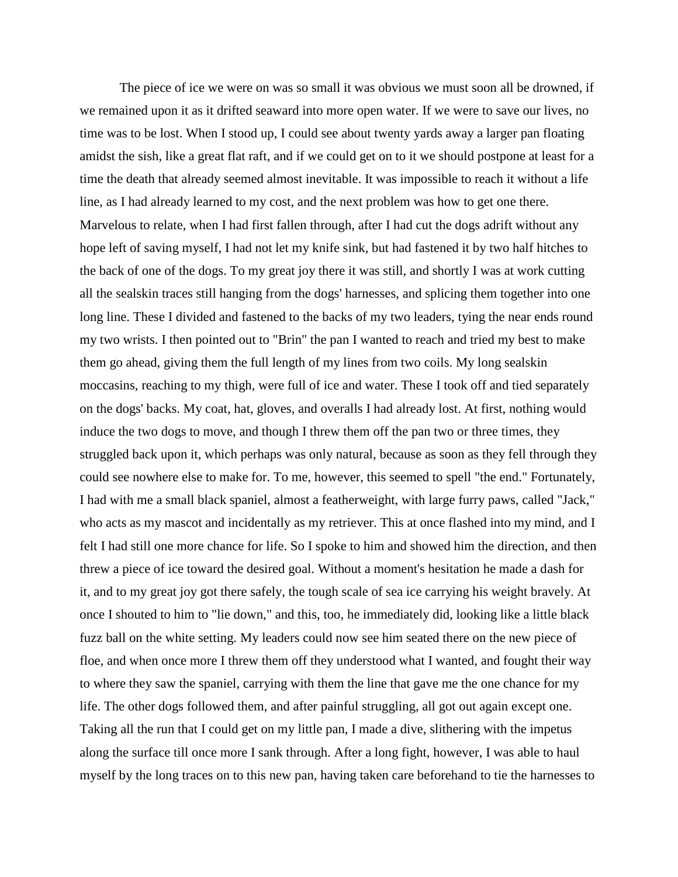The piece of ice we were on was so small it was obvious we must soon all be drowned, if we remained upon it as it drifted seaward into more open water. If we were to save our lives, no time was to be lost. When I stood up, I could see about twenty yards away a larger pan floating amidst the sish, like a great flat raft, and if we could get on to it we should postpone at least for a time the death that already seemed almost inevitable. It was impossible to reach it without a life line, as I had already learned to my cost, and the next problem was how to get one there. Marvelous to relate, when I had first fallen through, after I had cut the dogs adrift without any hope left of saving myself, I had not let my knife sink, but had fastened it by two half hitches to the back of one of the dogs. To my great joy there it was still, and shortly I was at work cutting all the sealskin traces still hanging from the dogs' harnesses, and splicing them together into one long line. These I divided and fastened to the backs of my two leaders, tying the near ends round my two wrists. I then pointed out to "Brin" the pan I wanted to reach and tried my best to make them go ahead, giving them the full length of my lines from two coils. My long sealskin moccasins, reaching to my thigh, were full of ice and water. These I took off and tied separately on the dogs' backs. My coat, hat, gloves, and overalls I had already lost. At first, nothing would induce the two dogs to move, and though I threw them off the pan two or three times, they struggled back upon it, which perhaps was only natural, because as soon as they fell through they could see nowhere else to make for. To me, however, this seemed to spell "the end." Fortunately, I had with me a small black spaniel, almost a featherweight, with large furry paws, called "Jack," who acts as my mascot and incidentally as my retriever. This at once flashed into my mind, and I felt I had still one more chance for life. So I spoke to him and showed him the direction, and then threw a piece of ice toward the desired goal. Without a moment's hesitation he made a dash for it, and to my great joy got there safely, the tough scale of sea ice carrying his weight bravely. At once I shouted to him to "lie down," and this, too, he immediately did, looking like a little black fuzz ball on the white setting. My leaders could now see him seated there on the new piece of floe, and when once more I threw them off they understood what I wanted, and fought their way to where they saw the spaniel, carrying with them the line that gave me the one chance for my life. The other dogs followed them, and after painful struggling, all got out again except one. Taking all the run that I could get on my little pan, I made a dive, slithering with the impetus along the surface till once more I sank through. After a long fight, however, I was able to haul myself by the long traces on to this new pan, having taken care beforehand to tie the harnesses to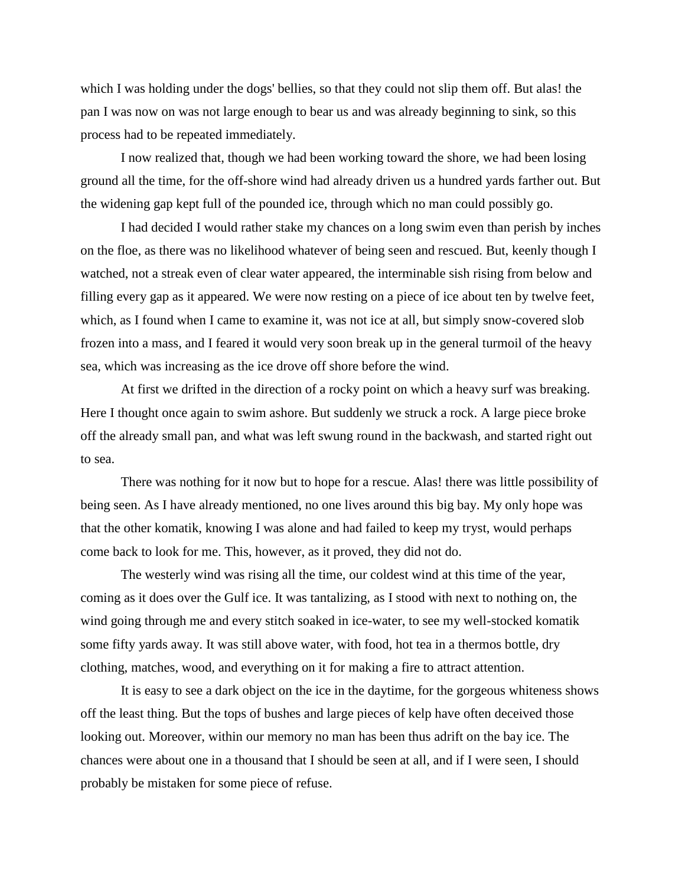which I was holding under the dogs' bellies, so that they could not slip them off. But alas! the pan I was now on was not large enough to bear us and was already beginning to sink, so this process had to be repeated immediately.

I now realized that, though we had been working toward the shore, we had been losing ground all the time, for the off-shore wind had already driven us a hundred yards farther out. But the widening gap kept full of the pounded ice, through which no man could possibly go.

I had decided I would rather stake my chances on a long swim even than perish by inches on the floe, as there was no likelihood whatever of being seen and rescued. But, keenly though I watched, not a streak even of clear water appeared, the interminable sish rising from below and filling every gap as it appeared. We were now resting on a piece of ice about ten by twelve feet, which, as I found when I came to examine it, was not ice at all, but simply snow-covered slob frozen into a mass, and I feared it would very soon break up in the general turmoil of the heavy sea, which was increasing as the ice drove off shore before the wind.

At first we drifted in the direction of a rocky point on which a heavy surf was breaking. Here I thought once again to swim ashore. But suddenly we struck a rock. A large piece broke off the already small pan, and what was left swung round in the backwash, and started right out to sea.

There was nothing for it now but to hope for a rescue. Alas! there was little possibility of being seen. As I have already mentioned, no one lives around this big bay. My only hope was that the other komatik, knowing I was alone and had failed to keep my tryst, would perhaps come back to look for me. This, however, as it proved, they did not do.

The westerly wind was rising all the time, our coldest wind at this time of the year, coming as it does over the Gulf ice. It was tantalizing, as I stood with next to nothing on, the wind going through me and every stitch soaked in ice-water, to see my well-stocked komatik some fifty yards away. It was still above water, with food, hot tea in a thermos bottle, dry clothing, matches, wood, and everything on it for making a fire to attract attention.

It is easy to see a dark object on the ice in the daytime, for the gorgeous whiteness shows off the least thing. But the tops of bushes and large pieces of kelp have often deceived those looking out. Moreover, within our memory no man has been thus adrift on the bay ice. The chances were about one in a thousand that I should be seen at all, and if I were seen, I should probably be mistaken for some piece of refuse.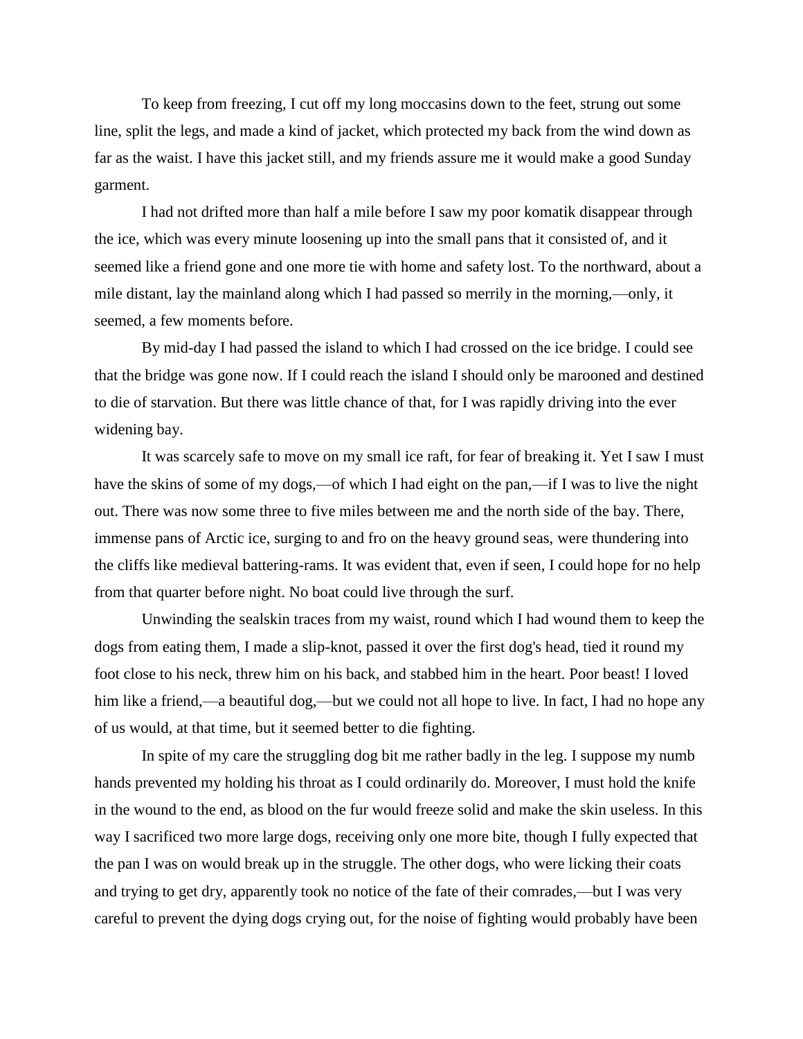To keep from freezing, I cut off my long moccasins down to the feet, strung out some line, split the legs, and made a kind of jacket, which protected my back from the wind down as far as the waist. I have this jacket still, and my friends assure me it would make a good Sunday garment.

I had not drifted more than half a mile before I saw my poor komatik disappear through the ice, which was every minute loosening up into the small pans that it consisted of, and it seemed like a friend gone and one more tie with home and safety lost. To the northward, about a mile distant, lay the mainland along which I had passed so merrily in the morning,—only, it seemed, a few moments before.

By mid-day I had passed the island to which I had crossed on the ice bridge. I could see that the bridge was gone now. If I could reach the island I should only be marooned and destined to die of starvation. But there was little chance of that, for I was rapidly driving into the ever widening bay.

It was scarcely safe to move on my small ice raft, for fear of breaking it. Yet I saw I must have the skins of some of my dogs,—of which I had eight on the pan,—if I was to live the night out. There was now some three to five miles between me and the north side of the bay. There, immense pans of Arctic ice, surging to and fro on the heavy ground seas, were thundering into the cliffs like medieval battering-rams. It was evident that, even if seen, I could hope for no help from that quarter before night. No boat could live through the surf.

Unwinding the sealskin traces from my waist, round which I had wound them to keep the dogs from eating them, I made a slip-knot, passed it over the first dog's head, tied it round my foot close to his neck, threw him on his back, and stabbed him in the heart. Poor beast! I loved him like a friend,—a beautiful dog,—but we could not all hope to live. In fact, I had no hope any of us would, at that time, but it seemed better to die fighting.

In spite of my care the struggling dog bit me rather badly in the leg. I suppose my numb hands prevented my holding his throat as I could ordinarily do. Moreover, I must hold the knife in the wound to the end, as blood on the fur would freeze solid and make the skin useless. In this way I sacrificed two more large dogs, receiving only one more bite, though I fully expected that the pan I was on would break up in the struggle. The other dogs, who were licking their coats and trying to get dry, apparently took no notice of the fate of their comrades,—but I was very careful to prevent the dying dogs crying out, for the noise of fighting would probably have been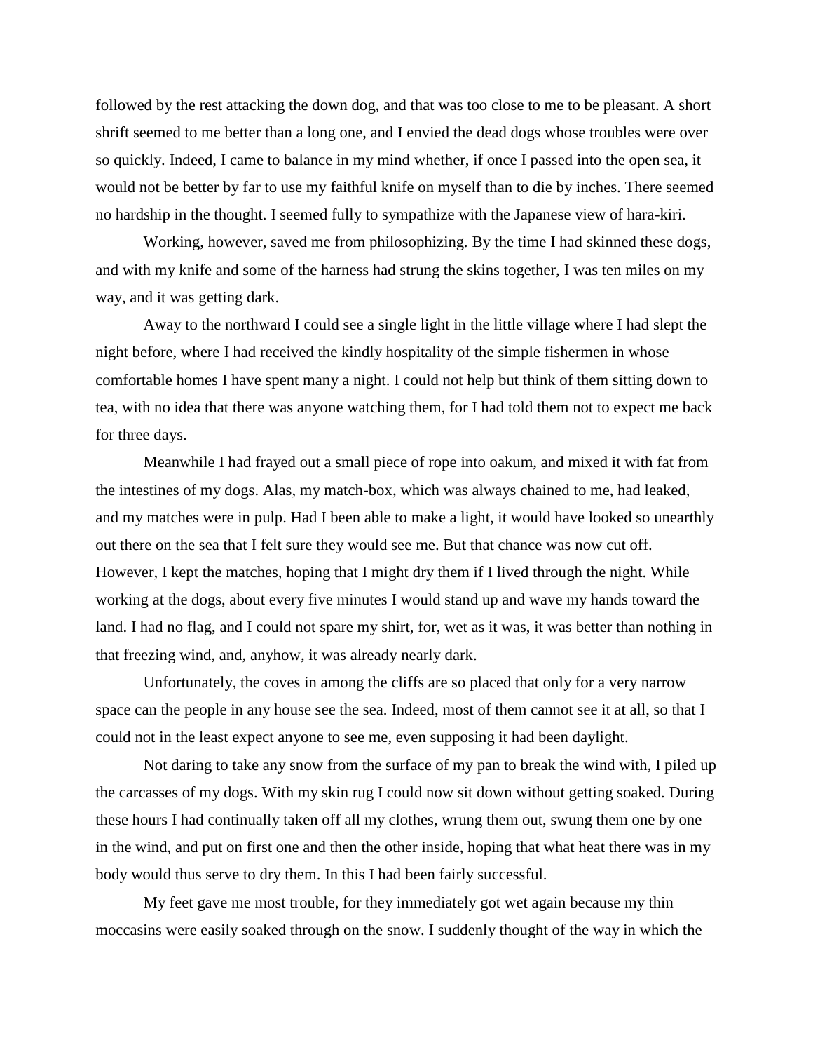followed by the rest attacking the down dog, and that was too close to me to be pleasant. A short shrift seemed to me better than a long one, and I envied the dead dogs whose troubles were over so quickly. Indeed, I came to balance in my mind whether, if once I passed into the open sea, it would not be better by far to use my faithful knife on myself than to die by inches. There seemed no hardship in the thought. I seemed fully to sympathize with the Japanese view of hara-kiri.

Working, however, saved me from philosophizing. By the time I had skinned these dogs, and with my knife and some of the harness had strung the skins together, I was ten miles on my way, and it was getting dark.

Away to the northward I could see a single light in the little village where I had slept the night before, where I had received the kindly hospitality of the simple fishermen in whose comfortable homes I have spent many a night. I could not help but think of them sitting down to tea, with no idea that there was anyone watching them, for I had told them not to expect me back for three days.

Meanwhile I had frayed out a small piece of rope into oakum, and mixed it with fat from the intestines of my dogs. Alas, my match-box, which was always chained to me, had leaked, and my matches were in pulp. Had I been able to make a light, it would have looked so unearthly out there on the sea that I felt sure they would see me. But that chance was now cut off. However, I kept the matches, hoping that I might dry them if I lived through the night. While working at the dogs, about every five minutes I would stand up and wave my hands toward the land. I had no flag, and I could not spare my shirt, for, wet as it was, it was better than nothing in that freezing wind, and, anyhow, it was already nearly dark.

Unfortunately, the coves in among the cliffs are so placed that only for a very narrow space can the people in any house see the sea. Indeed, most of them cannot see it at all, so that I could not in the least expect anyone to see me, even supposing it had been daylight.

Not daring to take any snow from the surface of my pan to break the wind with, I piled up the carcasses of my dogs. With my skin rug I could now sit down without getting soaked. During these hours I had continually taken off all my clothes, wrung them out, swung them one by one in the wind, and put on first one and then the other inside, hoping that what heat there was in my body would thus serve to dry them. In this I had been fairly successful.

My feet gave me most trouble, for they immediately got wet again because my thin moccasins were easily soaked through on the snow. I suddenly thought of the way in which the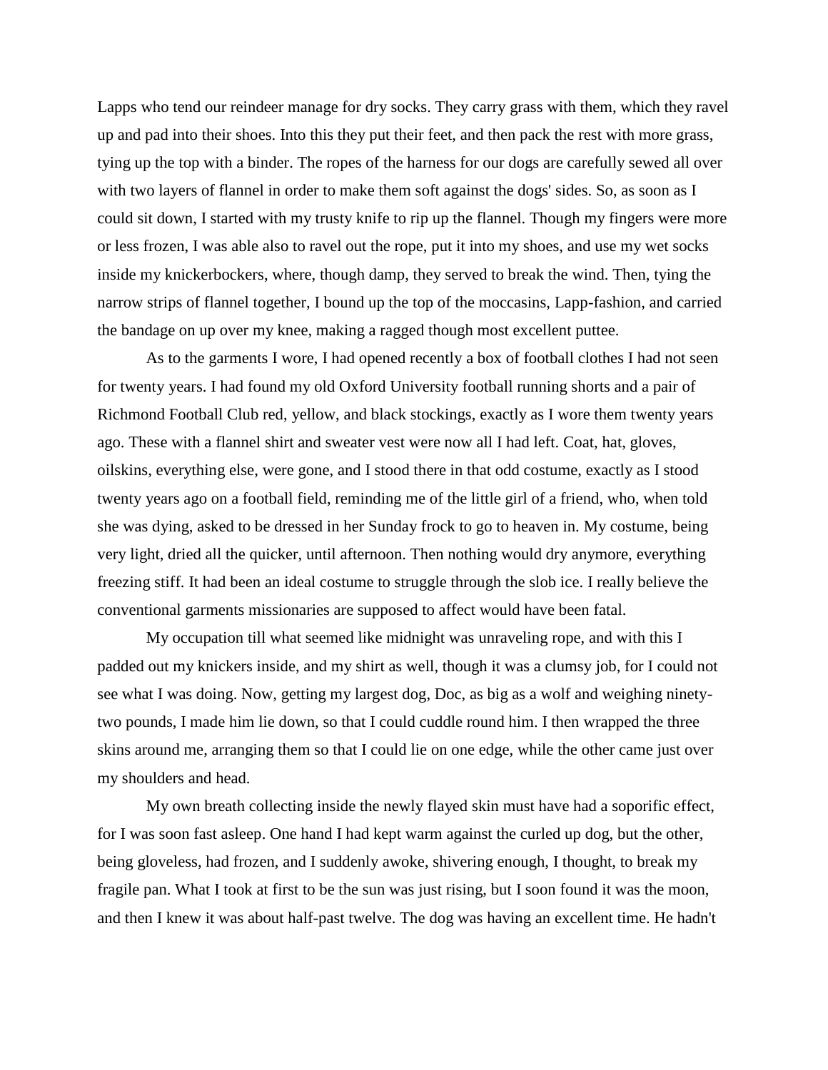Lapps who tend our reindeer manage for dry socks. They carry grass with them, which they ravel up and pad into their shoes. Into this they put their feet, and then pack the rest with more grass, tying up the top with a binder. The ropes of the harness for our dogs are carefully sewed all over with two layers of flannel in order to make them soft against the dogs' sides. So, as soon as I could sit down, I started with my trusty knife to rip up the flannel. Though my fingers were more or less frozen, I was able also to ravel out the rope, put it into my shoes, and use my wet socks inside my knickerbockers, where, though damp, they served to break the wind. Then, tying the narrow strips of flannel together, I bound up the top of the moccasins, Lapp-fashion, and carried the bandage on up over my knee, making a ragged though most excellent puttee.

As to the garments I wore, I had opened recently a box of football clothes I had not seen for twenty years. I had found my old Oxford University football running shorts and a pair of Richmond Football Club red, yellow, and black stockings, exactly as I wore them twenty years ago. These with a flannel shirt and sweater vest were now all I had left. Coat, hat, gloves, oilskins, everything else, were gone, and I stood there in that odd costume, exactly as I stood twenty years ago on a football field, reminding me of the little girl of a friend, who, when told she was dying, asked to be dressed in her Sunday frock to go to heaven in. My costume, being very light, dried all the quicker, until afternoon. Then nothing would dry anymore, everything freezing stiff. It had been an ideal costume to struggle through the slob ice. I really believe the conventional garments missionaries are supposed to affect would have been fatal.

My occupation till what seemed like midnight was unraveling rope, and with this I padded out my knickers inside, and my shirt as well, though it was a clumsy job, for I could not see what I was doing. Now, getting my largest dog, Doc, as big as a wolf and weighing ninety-two pounds, I made him lie down, so that I could cuddle round him. I then wrapped the three skins around me, arranging them so that I could lie on one edge, while the other came just over my shoulders and head.

My own breath collecting inside the newly flayed skin must have had a soporific effect, for I was soon fast asleep. One hand I had kept warm against the curled up dog, but the other, being gloveless, had frozen, and I suddenly awoke, shivering enough, I thought, to break my fragile pan. What I took at first to be the sun was just rising, but I soon found it was the moon, and then I knew it was about half-past twelve. The dog was having an excellent time. He hadn't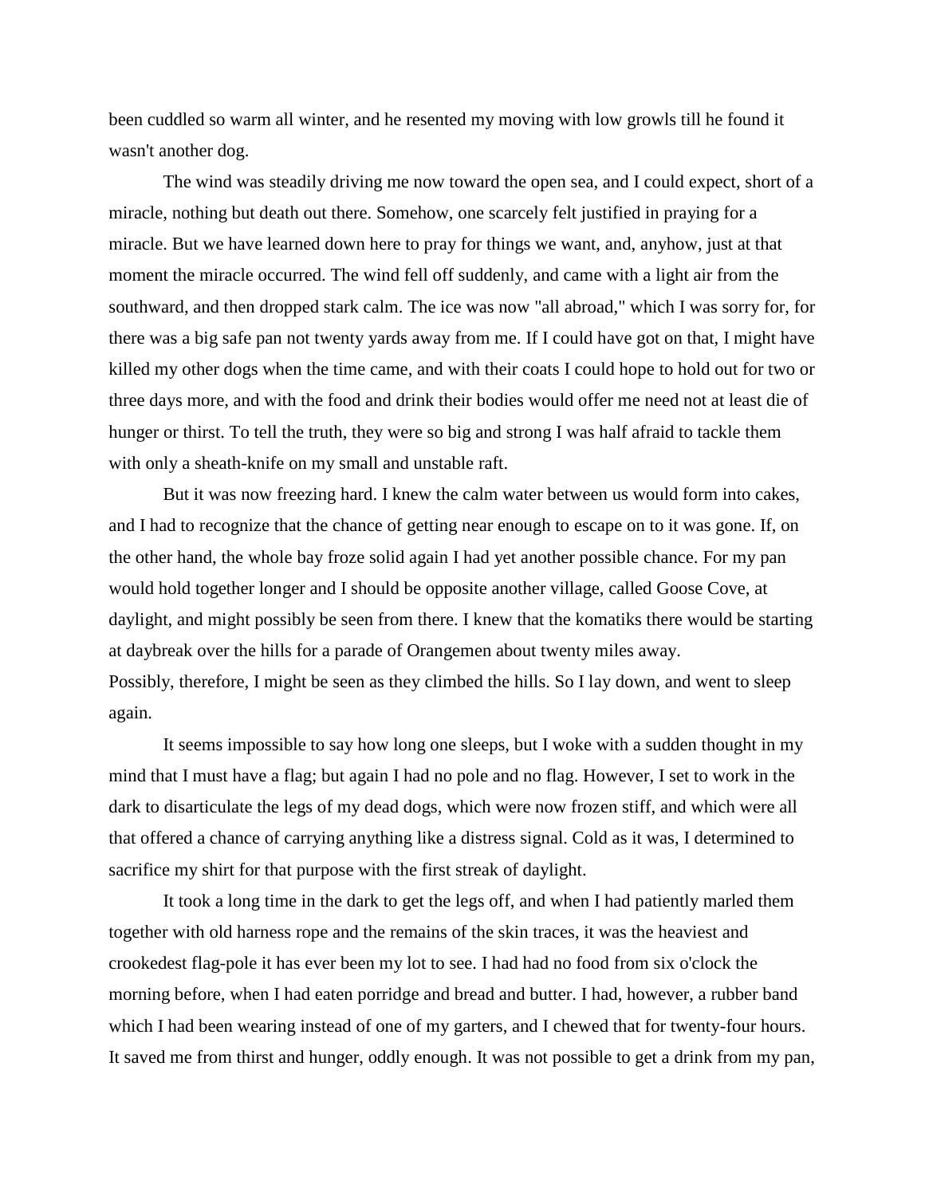been cuddled so warm all winter, and he resented my moving with low growls till he found it wasn't another dog.

The wind was steadily driving me now toward the open sea, and I could expect, short of a miracle, nothing but death out there. Somehow, one scarcely felt justified in praying for a miracle. But we have learned down here to pray for things we want, and, anyhow, just at that moment the miracle occurred. The wind fell off suddenly, and came with a light air from the southward, and then dropped stark calm. The ice was now "all abroad," which I was sorry for, for there was a big safe pan not twenty yards away from me. If I could have got on that, I might have killed my other dogs when the time came, and with their coats I could hope to hold out for two or three days more, and with the food and drink their bodies would offer me need not at least die of hunger or thirst. To tell the truth, they were so big and strong I was half afraid to tackle them with only a sheath-knife on my small and unstable raft.

But it was now freezing hard. I knew the calm water between us would form into cakes, and I had to recognize that the chance of getting near enough to escape on to it was gone. If, on the other hand, the whole bay froze solid again I had yet another possible chance. For my pan would hold together longer and I should be opposite another village, called Goose Cove, at daylight, and might possibly be seen from there. I knew that the komatiks there would be starting at daybreak over the hills for a parade of Orangemen about twenty miles away. Possibly, therefore, I might be seen as they climbed the hills. So I lay down, and went to sleep again.

It seems impossible to say how long one sleeps, but I woke with a sudden thought in my mind that I must have a flag; but again I had no pole and no flag. However, I set to work in the dark to disarticulate the legs of my dead dogs, which were now frozen stiff, and which were all that offered a chance of carrying anything like a distress signal. Cold as it was, I determined to sacrifice my shirt for that purpose with the first streak of daylight.

It took a long time in the dark to get the legs off, and when I had patiently marled them together with old harness rope and the remains of the skin traces, it was the heaviest and crookedest flag-pole it has ever been my lot to see. I had had no food from six o'clock the morning before, when I had eaten porridge and bread and butter. I had, however, a rubber band which I had been wearing instead of one of my garters, and I chewed that for twenty-four hours. It saved me from thirst and hunger, oddly enough. It was not possible to get a drink from my pan,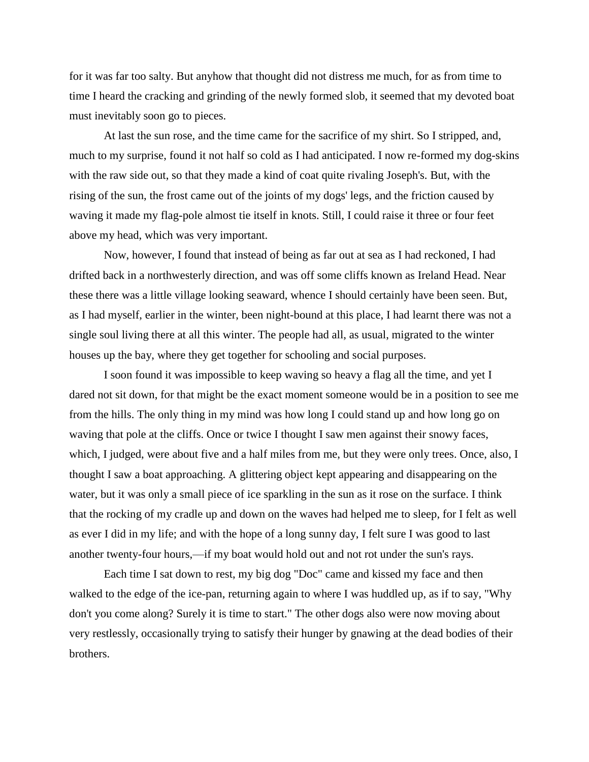for it was far too salty. But anyhow that thought did not distress me much, for as from time to time I heard the cracking and grinding of the newly formed slob, it seemed that my devoted boat must inevitably soon go to pieces.

At last the sun rose, and the time came for the sacrifice of my shirt. So I stripped, and, much to my surprise, found it not half so cold as I had anticipated. I now re-formed my dog-skins with the raw side out, so that they made a kind of coat quite rivaling Joseph's. But, with the rising of the sun, the frost came out of the joints of my dogs' legs, and the friction caused by waving it made my flag-pole almost tie itself in knots. Still, I could raise it three or four feet above my head, which was very important.

Now, however, I found that instead of being as far out at sea as I had reckoned, I had drifted back in a northwesterly direction, and was off some cliffs known as Ireland Head. Near these there was a little village looking seaward, whence I should certainly have been seen. But, as I had myself, earlier in the winter, been night-bound at this place, I had learnt there was not a single soul living there at all this winter. The people had all, as usual, migrated to the winter houses up the bay, where they get together for schooling and social purposes.

I soon found it was impossible to keep waving so heavy a flag all the time, and yet I dared not sit down, for that might be the exact moment someone would be in a position to see me from the hills. The only thing in my mind was how long I could stand up and how long go on waving that pole at the cliffs. Once or twice I thought I saw men against their snowy faces, which, I judged, were about five and a half miles from me, but they were only trees. Once, also, I thought I saw a boat approaching. A glittering object kept appearing and disappearing on the water, but it was only a small piece of ice sparkling in the sun as it rose on the surface. I think that the rocking of my cradle up and down on the waves had helped me to sleep, for I felt as well as ever I did in my life; and with the hope of a long sunny day, I felt sure I was good to last another twenty-four hours,—if my boat would hold out and not rot under the sun's rays.

Each time I sat down to rest, my big dog "Doc" came and kissed my face and then walked to the edge of the ice-pan, returning again to where I was huddled up, as if to say, "Why don't you come along? Surely it is time to start." The other dogs also were now moving about very restlessly, occasionally trying to satisfy their hunger by gnawing at the dead bodies of their brothers.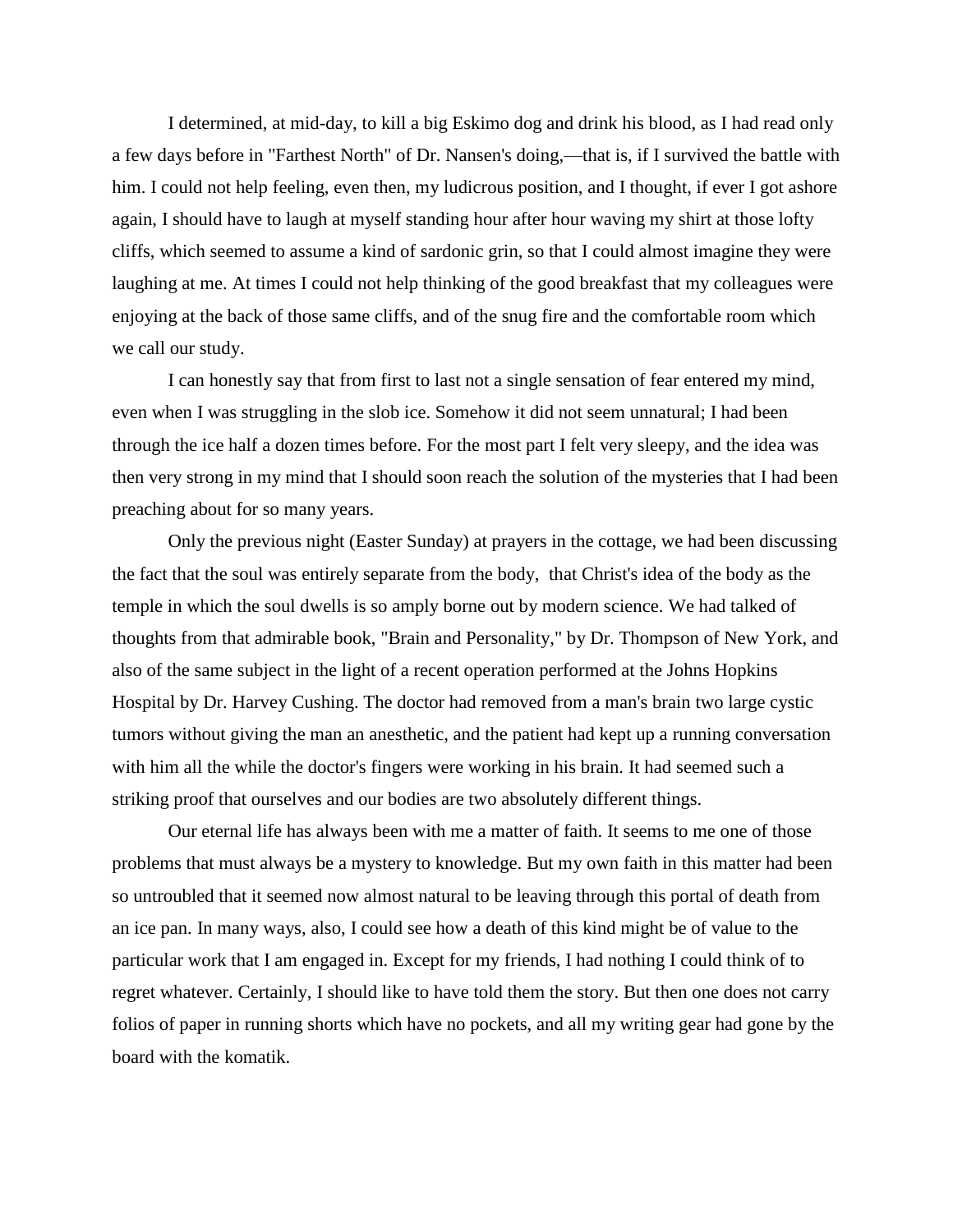I determined, at mid-day, to kill a big Eskimo dog and drink his blood, as I had read only a few days before in "Farthest North" of Dr. Nansen's doing,—that is, if I survived the battle with him. I could not help feeling, even then, my ludicrous position, and I thought, if ever I got ashore again, I should have to laugh at myself standing hour after hour waving my shirt at those lofty cliffs, which seemed to assume a kind of sardonic grin, so that I could almost imagine they were laughing at me. At times I could not help thinking of the good breakfast that my colleagues were enjoying at the back of those same cliffs, and of the snug fire and the comfortable room which we call our study.

I can honestly say that from first to last not a single sensation of fear entered my mind, even when I was struggling in the slob ice. Somehow it did not seem unnatural; I had been through the ice half a dozen times before. For the most part I felt very sleepy, and the idea was then very strong in my mind that I should soon reach the solution of the mysteries that I had been preaching about for so many years.

Only the previous night (Easter Sunday) at prayers in the cottage, we had been discussing the fact that the soul was entirely separate from the body, that Christ's idea of the body as the temple in which the soul dwells is so amply borne out by modern science. We had talked of thoughts from that admirable book, "Brain and Personality," by Dr. Thompson of New York, and also of the same subject in the light of a recent operation performed at the Johns Hopkins Hospital by Dr. Harvey Cushing. The doctor had removed from a man's brain two large cystic tumors without giving the man an anesthetic, and the patient had kept up a running conversation with him all the while the doctor's fingers were working in his brain. It had seemed such a striking proof that ourselves and our bodies are two absolutely different things.

Our eternal life has always been with me a matter of faith. It seems to me one of those problems that must always be a mystery to knowledge. But my own faith in this matter had been so untroubled that it seemed now almost natural to be leaving through this portal of death from an ice pan. In many ways, also, I could see how a death of this kind might be of value to the particular work that I am engaged in. Except for my friends, I had nothing I could think of to regret whatever. Certainly, I should like to have told them the story. But then one does not carry folios of paper in running shorts which have no pockets, and all my writing gear had gone by the board with the komatik.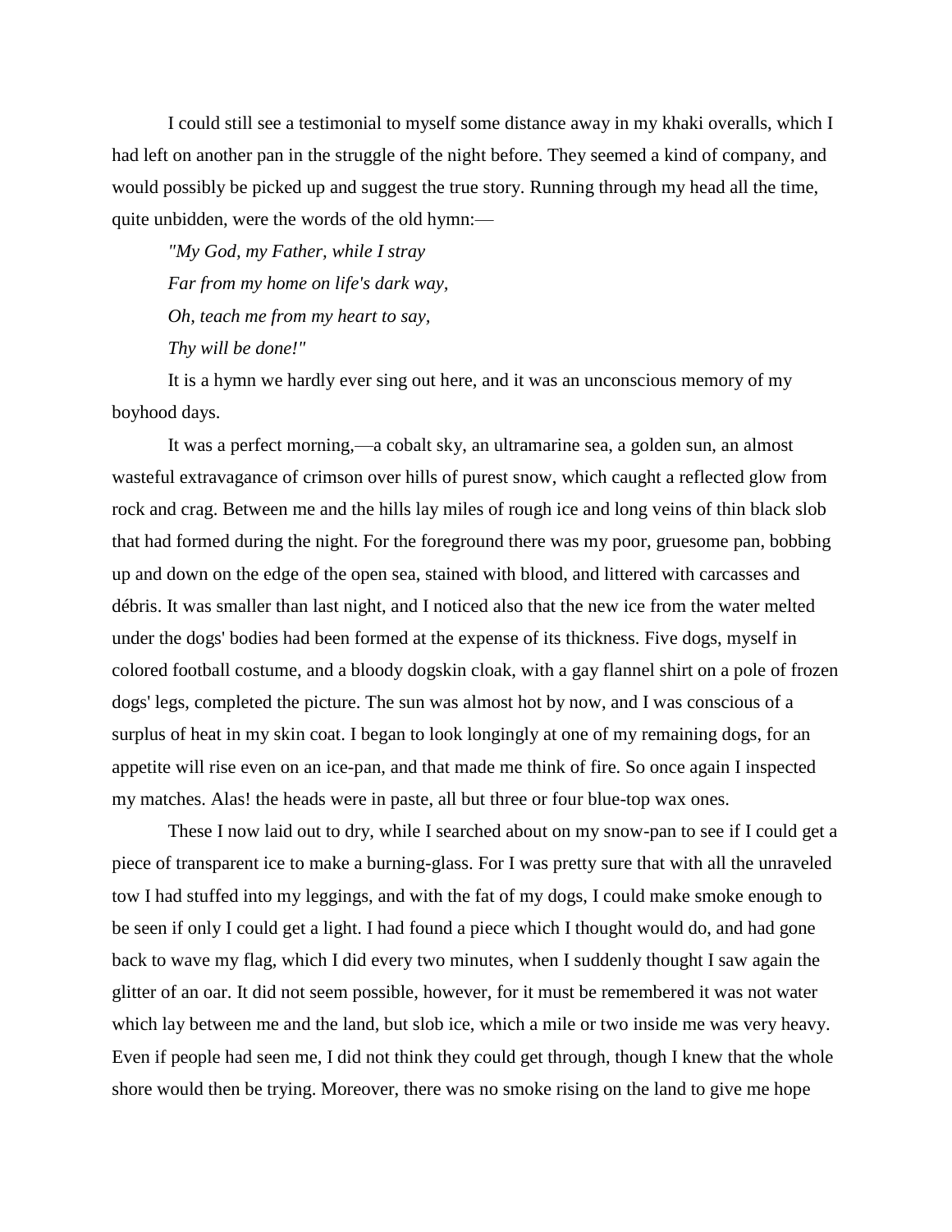I could still see a testimonial to myself some distance away in my khaki overalls, which I had left on another pan in the struggle of the night before. They seemed a kind of company, and would possibly be picked up and suggest the true story. Running through my head all the time, quite unbidden, were the words of the old hymn:—

*"My God, my Father, while I stray*
*Far from my home on life's dark way,*
*Oh, teach me from my heart to say,*
*Thy will be done!"*

It is a hymn we hardly ever sing out here, and it was an unconscious memory of my boyhood days.

It was a perfect morning,—a cobalt sky, an ultramarine sea, a golden sun, an almost wasteful extravagance of crimson over hills of purest snow, which caught a reflected glow from rock and crag. Between me and the hills lay miles of rough ice and long veins of thin black slob that had formed during the night. For the foreground there was my poor, gruesome pan, bobbing up and down on the edge of the open sea, stained with blood, and littered with carcasses and débris. It was smaller than last night, and I noticed also that the new ice from the water melted under the dogs' bodies had been formed at the expense of its thickness. Five dogs, myself in colored football costume, and a bloody dogskin cloak, with a gay flannel shirt on a pole of frozen dogs' legs, completed the picture. The sun was almost hot by now, and I was conscious of a surplus of heat in my skin coat. I began to look longingly at one of my remaining dogs, for an appetite will rise even on an ice-pan, and that made me think of fire. So once again I inspected my matches. Alas! the heads were in paste, all but three or four blue-top wax ones.

These I now laid out to dry, while I searched about on my snow-pan to see if I could get a piece of transparent ice to make a burning-glass. For I was pretty sure that with all the unraveled tow I had stuffed into my leggings, and with the fat of my dogs, I could make smoke enough to be seen if only I could get a light. I had found a piece which I thought would do, and had gone back to wave my flag, which I did every two minutes, when I suddenly thought I saw again the glitter of an oar. It did not seem possible, however, for it must be remembered it was not water which lay between me and the land, but slob ice, which a mile or two inside me was very heavy. Even if people had seen me, I did not think they could get through, though I knew that the whole shore would then be trying. Moreover, there was no smoke rising on the land to give me hope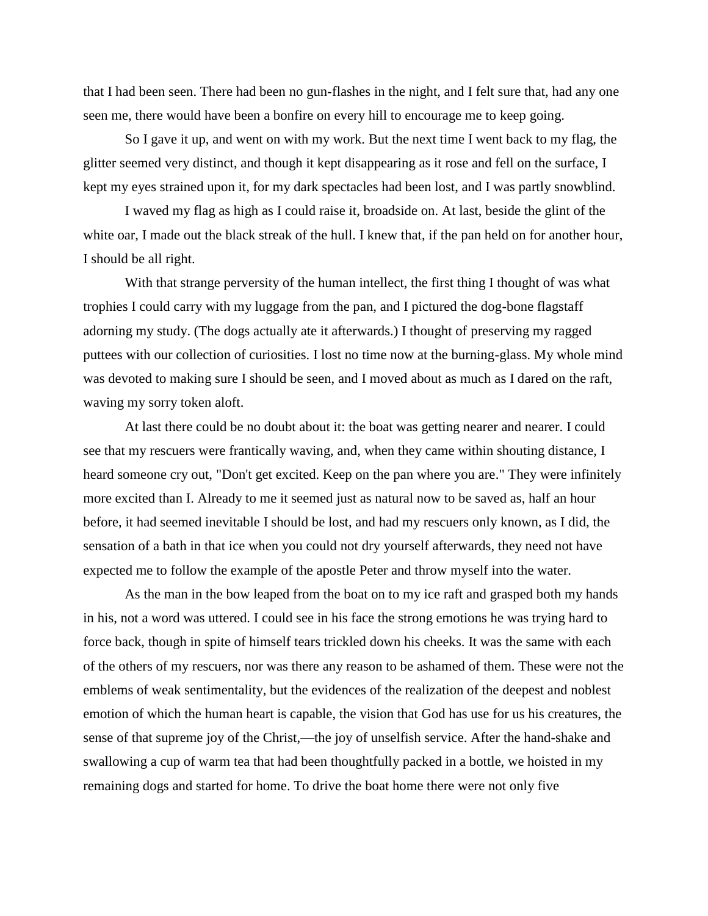that I had been seen. There had been no gun-flashes in the night, and I felt sure that, had any one seen me, there would have been a bonfire on every hill to encourage me to keep going.

So I gave it up, and went on with my work. But the next time I went back to my flag, the glitter seemed very distinct, and though it kept disappearing as it rose and fell on the surface, I kept my eyes strained upon it, for my dark spectacles had been lost, and I was partly snowblind.

I waved my flag as high as I could raise it, broadside on. At last, beside the glint of the white oar, I made out the black streak of the hull. I knew that, if the pan held on for another hour, I should be all right.

With that strange perversity of the human intellect, the first thing I thought of was what trophies I could carry with my luggage from the pan, and I pictured the dog-bone flagstaff adorning my study. (The dogs actually ate it afterwards.) I thought of preserving my ragged puttees with our collection of curiosities. I lost no time now at the burning-glass. My whole mind was devoted to making sure I should be seen, and I moved about as much as I dared on the raft, waving my sorry token aloft.

At last there could be no doubt about it: the boat was getting nearer and nearer. I could see that my rescuers were frantically waving, and, when they came within shouting distance, I heard someone cry out, "Don't get excited. Keep on the pan where you are." They were infinitely more excited than I. Already to me it seemed just as natural now to be saved as, half an hour before, it had seemed inevitable I should be lost, and had my rescuers only known, as I did, the sensation of a bath in that ice when you could not dry yourself afterwards, they need not have expected me to follow the example of the apostle Peter and throw myself into the water.

As the man in the bow leaped from the boat on to my ice raft and grasped both my hands in his, not a word was uttered. I could see in his face the strong emotions he was trying hard to force back, though in spite of himself tears trickled down his cheeks. It was the same with each of the others of my rescuers, nor was there any reason to be ashamed of them. These were not the emblems of weak sentimentality, but the evidences of the realization of the deepest and noblest emotion of which the human heart is capable, the vision that God has use for us his creatures, the sense of that supreme joy of the Christ,—the joy of unselfish service. After the hand-shake and swallowing a cup of warm tea that had been thoughtfully packed in a bottle, we hoisted in my remaining dogs and started for home. To drive the boat home there were not only five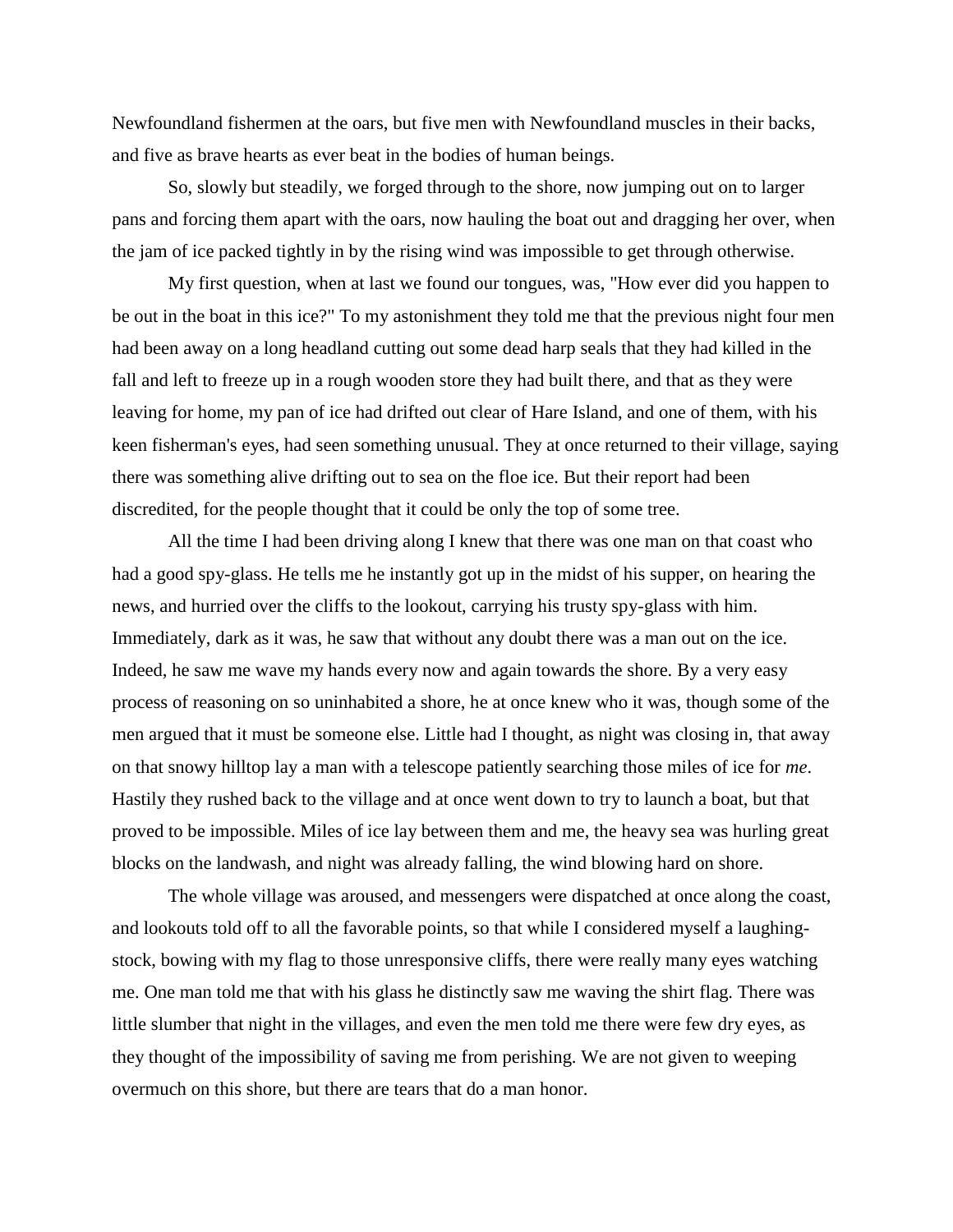Newfoundland fishermen at the oars, but five men with Newfoundland muscles in their backs, and five as brave hearts as ever beat in the bodies of human beings.

So, slowly but steadily, we forged through to the shore, now jumping out on to larger pans and forcing them apart with the oars, now hauling the boat out and dragging her over, when the jam of ice packed tightly in by the rising wind was impossible to get through otherwise.

My first question, when at last we found our tongues, was, "How ever did you happen to be out in the boat in this ice?" To my astonishment they told me that the previous night four men had been away on a long headland cutting out some dead harp seals that they had killed in the fall and left to freeze up in a rough wooden store they had built there, and that as they were leaving for home, my pan of ice had drifted out clear of Hare Island, and one of them, with his keen fisherman's eyes, had seen something unusual. They at once returned to their village, saying there was something alive drifting out to sea on the floe ice. But their report had been discredited, for the people thought that it could be only the top of some tree.

All the time I had been driving along I knew that there was one man on that coast who had a good spy-glass. He tells me he instantly got up in the midst of his supper, on hearing the news, and hurried over the cliffs to the lookout, carrying his trusty spy-glass with him. Immediately, dark as it was, he saw that without any doubt there was a man out on the ice. Indeed, he saw me wave my hands every now and again towards the shore. By a very easy process of reasoning on so uninhabited a shore, he at once knew who it was, though some of the men argued that it must be someone else. Little had I thought, as night was closing in, that away on that snowy hilltop lay a man with a telescope patiently searching those miles of ice for *me*. Hastily they rushed back to the village and at once went down to try to launch a boat, but that proved to be impossible. Miles of ice lay between them and me, the heavy sea was hurling great blocks on the landwash, and night was already falling, the wind blowing hard on shore.

The whole village was aroused, and messengers were dispatched at once along the coast, and lookouts told off to all the favorable points, so that while I considered myself a laughing-stock, bowing with my flag to those unresponsive cliffs, there were really many eyes watching me. One man told me that with his glass he distinctly saw me waving the shirt flag. There was little slumber that night in the villages, and even the men told me there were few dry eyes, as they thought of the impossibility of saving me from perishing. We are not given to weeping overmuch on this shore, but there are tears that do a man honor.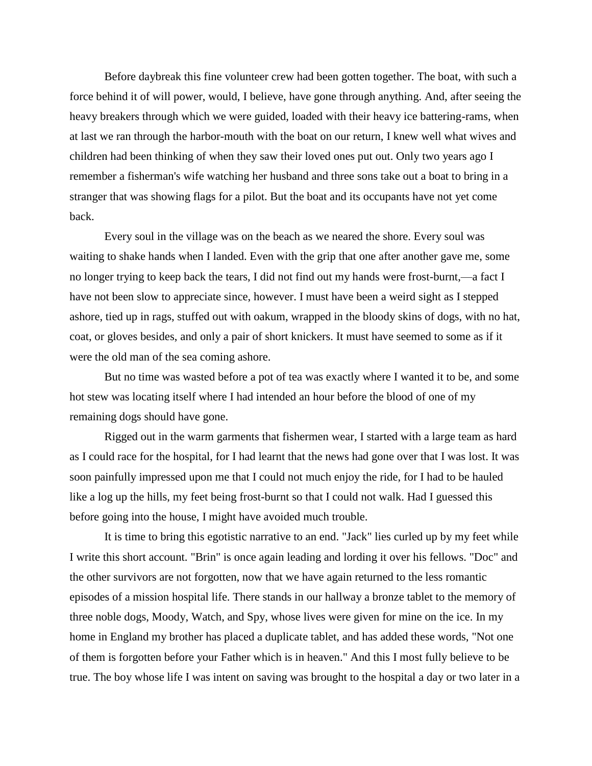Before daybreak this fine volunteer crew had been gotten together. The boat, with such a force behind it of will power, would, I believe, have gone through anything. And, after seeing the heavy breakers through which we were guided, loaded with their heavy ice battering-rams, when at last we ran through the harbor-mouth with the boat on our return, I knew well what wives and children had been thinking of when they saw their loved ones put out. Only two years ago I remember a fisherman's wife watching her husband and three sons take out a boat to bring in a stranger that was showing flags for a pilot. But the boat and its occupants have not yet come back.

Every soul in the village was on the beach as we neared the shore. Every soul was waiting to shake hands when I landed. Even with the grip that one after another gave me, some no longer trying to keep back the tears, I did not find out my hands were frost-burnt,—a fact I have not been slow to appreciate since, however. I must have been a weird sight as I stepped ashore, tied up in rags, stuffed out with oakum, wrapped in the bloody skins of dogs, with no hat, coat, or gloves besides, and only a pair of short knickers. It must have seemed to some as if it were the old man of the sea coming ashore.

But no time was wasted before a pot of tea was exactly where I wanted it to be, and some hot stew was locating itself where I had intended an hour before the blood of one of my remaining dogs should have gone.

Rigged out in the warm garments that fishermen wear, I started with a large team as hard as I could race for the hospital, for I had learnt that the news had gone over that I was lost. It was soon painfully impressed upon me that I could not much enjoy the ride, for I had to be hauled like a log up the hills, my feet being frost-burnt so that I could not walk. Had I guessed this before going into the house, I might have avoided much trouble.

It is time to bring this egotistic narrative to an end. "Jack" lies curled up by my feet while I write this short account. "Brin" is once again leading and lording it over his fellows. "Doc" and the other survivors are not forgotten, now that we have again returned to the less romantic episodes of a mission hospital life. There stands in our hallway a bronze tablet to the memory of three noble dogs, Moody, Watch, and Spy, whose lives were given for mine on the ice. In my home in England my brother has placed a duplicate tablet, and has added these words, "Not one of them is forgotten before your Father which is in heaven." And this I most fully believe to be true. The boy whose life I was intent on saving was brought to the hospital a day or two later in a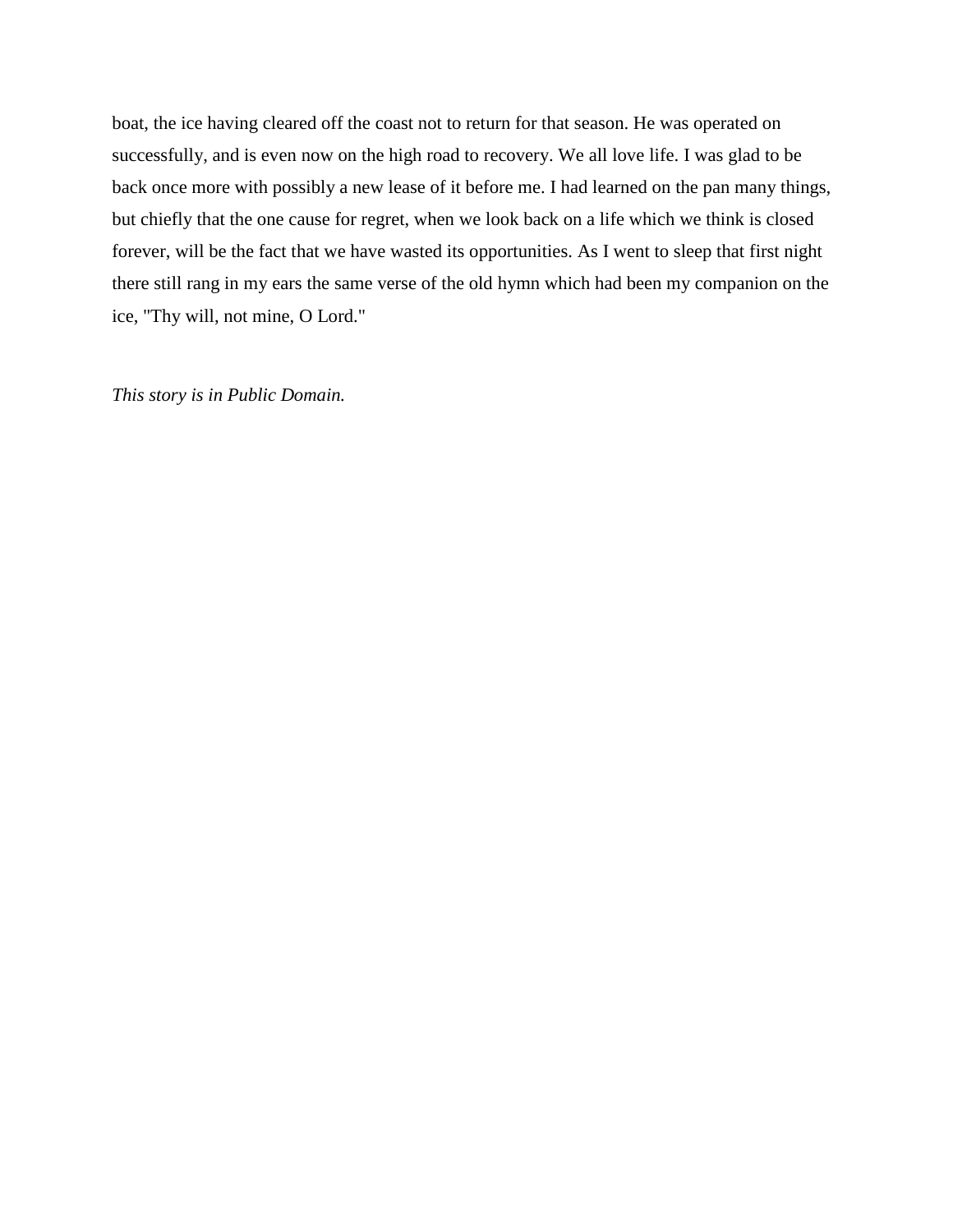boat, the ice having cleared off the coast not to return for that season. He was operated on successfully, and is even now on the high road to recovery. We all love life. I was glad to be back once more with possibly a new lease of it before me. I had learned on the pan many things, but chiefly that the one cause for regret, when we look back on a life which we think is closed forever, will be the fact that we have wasted its opportunities. As I went to sleep that first night there still rang in my ears the same verse of the old hymn which had been my companion on the ice, "Thy will, not mine, O Lord."

*This story is in Public Domain.*